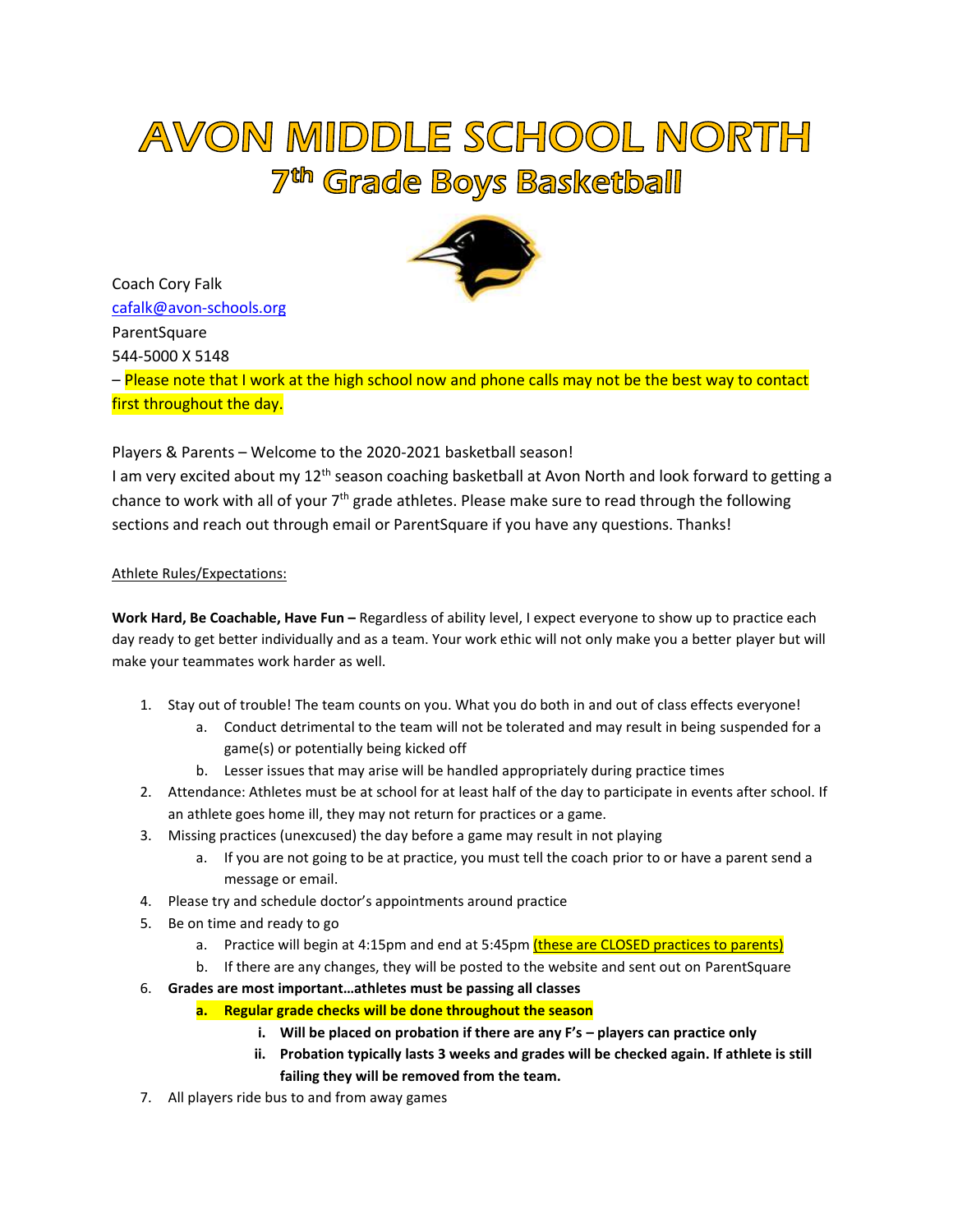# AVON MIDDLE SCHOOL NORTH

## 7th Grade Boys Basketball

Coach Cory Falk
cafalk@avon-schools.org
ParentSquare
544-5000 X 5148
– Please note that I work at the high school now and phone calls may not be the best way to contact first throughout the day.

Players & Parents – Welcome to the 2020-2021 basketball season!
I am very excited about my 12th season coaching basketball at Avon North and look forward to getting a chance to work with all of your 7th grade athletes. Please make sure to read through the following sections and reach out through email or ParentSquare if you have any questions. Thanks!

Athlete Rules/Expectations:

**Work Hard, Be Coachable, Have Fun –** Regardless of ability level, I expect everyone to show up to practice each day ready to get better individually and as a team. Your work ethic will not only make you a better player but will make your teammates work harder as well.

1. Stay out of trouble! The team counts on you. What you do both in and out of class effects everyone!
   a. Conduct detrimental to the team will not be tolerated and may result in being suspended for a game(s) or potentially being kicked off
   b. Lesser issues that may arise will be handled appropriately during practice times
2. Attendance: Athletes must be at school for at least half of the day to participate in events after school. If an athlete goes home ill, they may not return for practices or a game.
3. Missing practices (unexcused) the day before a game may result in not playing
   a. If you are not going to be at practice, you must tell the coach prior to or have a parent send a message or email.
4. Please try and schedule doctor's appointments around practice
5. Be on time and ready to go
   a. Practice will begin at 4:15pm and end at 5:45pm (these are CLOSED practices to parents)
   b. If there are any changes, they will be posted to the website and sent out on ParentSquare
6. **Grades are most important…athletes must be passing all classes**
   **a. Regular grade checks will be done throughout the season**
      **i. Will be placed on probation if there are any F's – players can practice only**
      **ii. Probation typically lasts 3 weeks and grades will be checked again. If athlete is still failing they will be removed from the team.**
7. All players ride bus to and from away games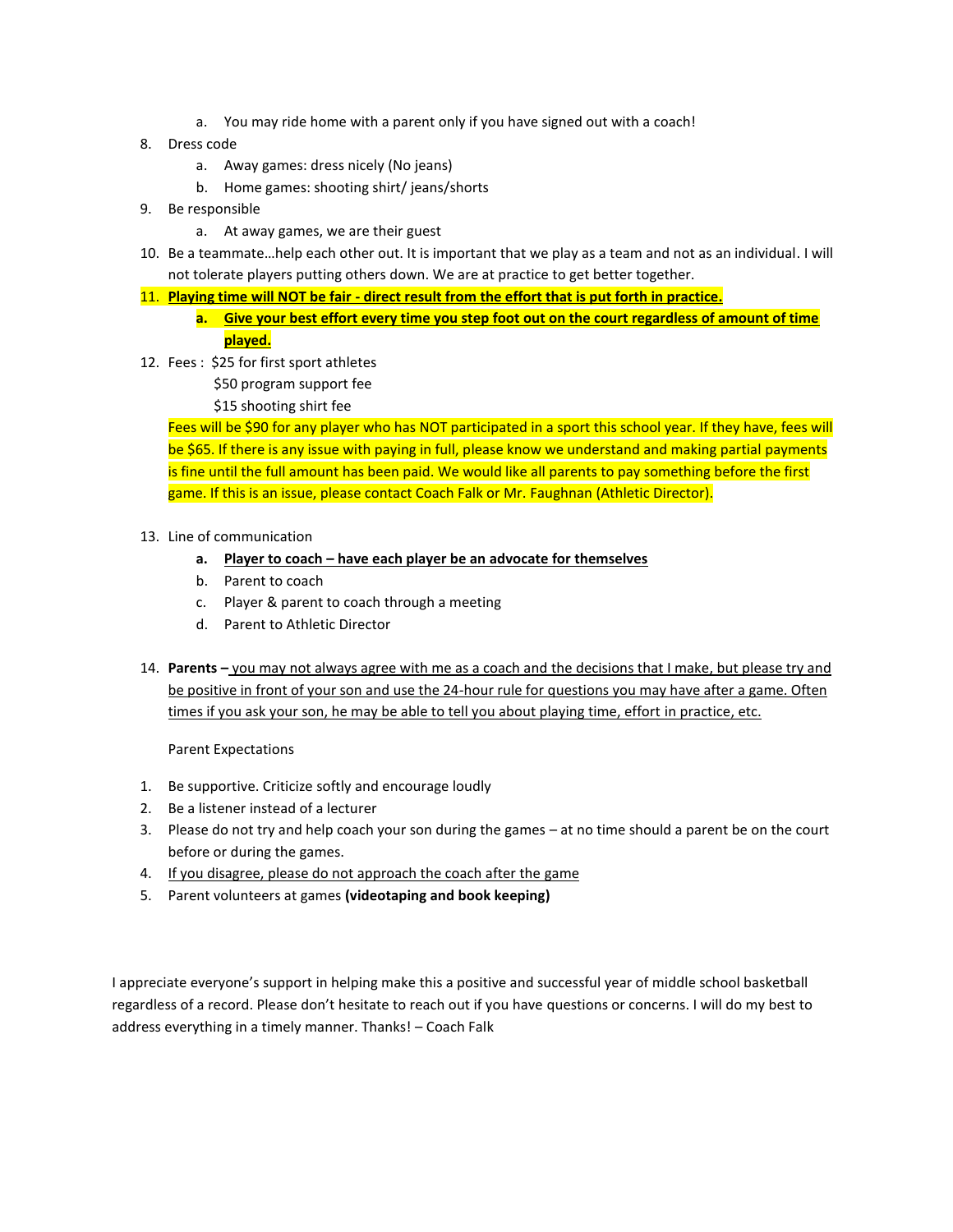a. You may ride home with a parent only if you have signed out with a coach!

8. Dress code
   a. Away games: dress nicely (No jeans)
   b. Home games: shooting shirt/ jeans/shorts
9. Be responsible
   a. At away games, we are their guest
10. Be a teammate…help each other out. It is important that we play as a team and not as an individual. I will not tolerate players putting others down. We are at practice to get better together.
11. **Playing time will NOT be fair - direct result from the effort that is put forth in practice.**
    a. **Give your best effort every time you step foot out on the court regardless of amount of time played.**
12. Fees : $25 for first sport athletes
    $50 program support fee
    $15 shooting shirt fee

    Fees will be $90 for any player who has NOT participated in a sport this school year. If they have, fees will be $65. If there is any issue with paying in full, please know we understand and making partial payments is fine until the full amount has been paid. We would like all parents to pay something before the first game. If this is an issue, please contact Coach Falk or Mr. Faughnan (Athletic Director).

13. Line of communication
    a. **Player to coach – have each player be an advocate for themselves**
    b. Parent to coach
    c. Player & parent to coach through a meeting
    d. Parent to Athletic Director

14. **Parents –** you may not always agree with me as a coach and the decisions that I make, but please try and be positive in front of your son and use the 24-hour rule for questions you may have after a game. Often times if you ask your son, he may be able to tell you about playing time, effort in practice, etc.

    Parent Expectations

1. Be supportive. Criticize softly and encourage loudly
2. Be a listener instead of a lecturer
3. Please do not try and help coach your son during the games – at no time should a parent be on the court before or during the games.
4. If you disagree, please do not approach the coach after the game
5. Parent volunteers at games **(videotaping and book keeping)**

I appreciate everyone's support in helping make this a positive and successful year of middle school basketball regardless of a record. Please don't hesitate to reach out if you have questions or concerns. I will do my best to address everything in a timely manner. Thanks! – Coach Falk